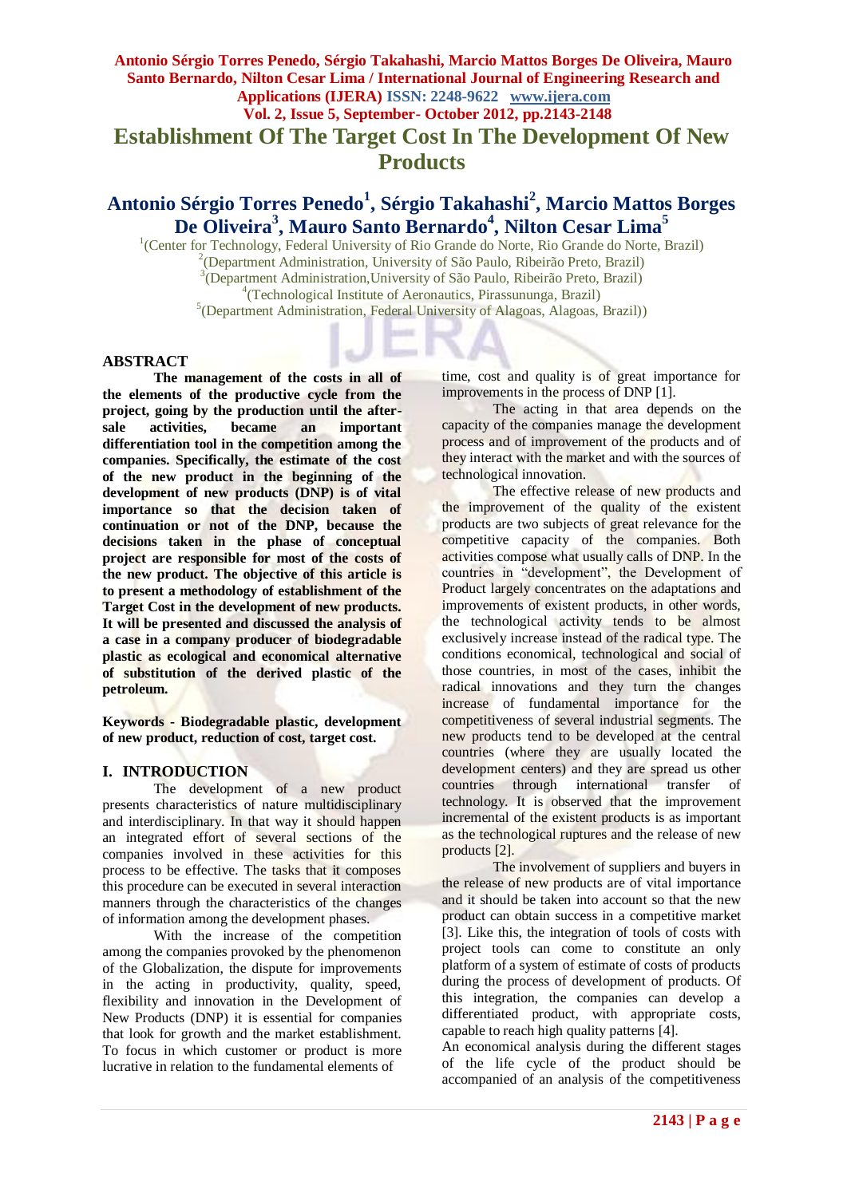# Establishment Of The Target Cost In The Development Of New Products

## Antonio Sérgio Torres Penedo[1], Sérgio Takahashi[2], Marcio Mattos Borges De Oliveira[3], Mauro Santo Bernardo[4], Nilton Cesar Lima[5]

[1](Center for Technology, Federal University of Rio Grande do Norte, Rio Grande do Norte, Brazil)
[2](Department Administration, University of São Paulo, Ribeirão Preto, Brazil)
[3](Department Administration,University of São Paulo, Ribeirão Preto, Brazil)
[4](Technological Institute of Aeronautics, Pirassununga, Brazil)
[5](Department Administration, Federal University of Alagoas, Alagoas, Brazil))

### ABSTRACT

**The management of the costs in all of the elements of the productive cycle from the project, going by the production until the after-sale activities, became an important differentiation tool in the competition among the companies. Specifically, the estimate of the cost of the new product in the beginning of the development of new products (DNP) is of vital importance so that the decision taken of continuation or not of the DNP, because the decisions taken in the phase of conceptual project are responsible for most of the costs of the new product. The objective of this article is to present a methodology of establishment of the Target Cost in the development of new products. It will be presented and discussed the analysis of a case in a company producer of biodegradable plastic as ecological and economical alternative of substitution of the derived plastic of the petroleum.**

**Keywords - Biodegradable plastic, development of new product, reduction of cost, target cost.**

## I. INTRODUCTION

The development of a new product presents characteristics of nature multidisciplinary and interdisciplinary. In that way it should happen an integrated effort of several sections of the companies involved in these activities for this process to be effective. The tasks that it composes this procedure can be executed in several interaction manners through the characteristics of the changes of information among the development phases.

With the increase of the competition among the companies provoked by the phenomenon of the Globalization, the dispute for improvements in the acting in productivity, quality, speed, flexibility and innovation in the Development of New Products (DNP) it is essential for companies that look for growth and the market establishment. To focus in which customer or product is more lucrative in relation to the fundamental elements of time, cost and quality is of great importance for improvements in the process of DNP [1].

The acting in that area depends on the capacity of the companies manage the development process and of improvement of the products and of they interact with the market and with the sources of technological innovation.

The effective release of new products and the improvement of the quality of the existent products are two subjects of great relevance for the competitive capacity of the companies. Both activities compose what usually calls of DNP. In the countries in "development", the Development of Product largely concentrates on the adaptations and improvements of existent products, in other words, the technological activity tends to be almost exclusively increase instead of the radical type. The conditions economical, technological and social of those countries, in most of the cases, inhibit the radical innovations and they turn the changes increase of fundamental importance for the competitiveness of several industrial segments. The new products tend to be developed at the central countries (where they are usually located the development centers) and they are spread us other countries through international transfer of technology. It is observed that the improvement incremental of the existent products is as important as the technological ruptures and the release of new products [2].

The involvement of suppliers and buyers in the release of new products are of vital importance and it should be taken into account so that the new product can obtain success in a competitive market [3]. Like this, the integration of tools of costs with project tools can come to constitute an only platform of a system of estimate of costs of products during the process of development of products. Of this integration, the companies can develop a differentiated product, with appropriate costs, capable to reach high quality patterns [4].

An economical analysis during the different stages of the life cycle of the product should be accompanied of an analysis of the competitiveness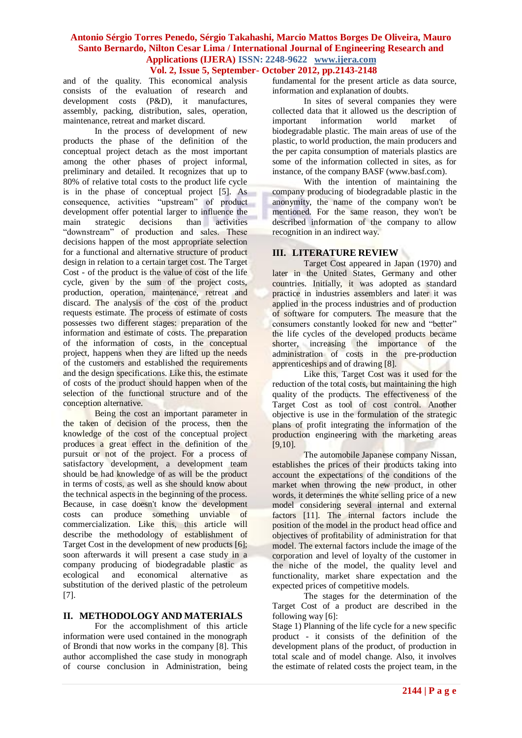and of the quality. This economical analysis consists of the evaluation of research and development costs (P&D), it manufactures, assembly, packing, distribution, sales, operation, maintenance, retreat and market discard.

In the process of development of new products the phase of the definition of the conceptual project detach as the most important among the other phases of project informal, preliminary and detailed. It recognizes that up to 80% of relative total costs to the product life cycle is in the phase of conceptual project [5]. As consequence, activities "upstream" of product development offer potential larger to influence the main strategic decisions than activities "downstream" of production and sales. These decisions happen of the most appropriate selection for a functional and alternative structure of product design in relation to a certain target cost. The Target Cost - of the product is the value of cost of the life cycle, given by the sum of the project costs, production, operation, maintenance, retreat and discard. The analysis of the cost of the product requests estimate. The process of estimate of costs possesses two different stages: preparation of the information and estimate of costs. The preparation of the information of costs, in the conceptual project, happens when they are lifted up the needs of the customers and established the requirements and the design specifications. Like this, the estimate of costs of the product should happen when of the selection of the functional structure and of the conception alternative.

Being the cost an important parameter in the taken of decision of the process, then the knowledge of the cost of the conceptual project produces a great effect in the definition of the pursuit or not of the project. For a process of satisfactory development, a development team should be had knowledge of as will be the product in terms of costs, as well as she should know about the technical aspects in the beginning of the process. Because, in case doesn't know the development costs can produce something unviable of commercialization. Like this, this article will describe the methodology of establishment of Target Cost in the development of new products [6]; soon afterwards it will present a case study in a company producing of biodegradable plastic as ecological and economical alternative as substitution of the derived plastic of the petroleum [7].

## II. METHODOLOGY AND MATERIALS

For the accomplishment of this article information were used contained in the monograph of Brondi that now works in the company [8]. This author accomplished the case study in monograph of course conclusion in Administration, being fundamental for the present article as data source, information and explanation of doubts.

In sites of several companies they were collected data that it allowed us the description of important information world market of biodegradable plastic. The main areas of use of the plastic, to world production, the main producers and the per capita consumption of materials plastics are some of the information collected in sites, as for instance, of the company BASF (www.basf.com).

With the intention of maintaining the company producing of biodegradable plastic in the anonymity, the name of the company won't be mentioned. For the same reason, they won't be described information of the company to allow recognition in an indirect way.

## III. LITERATURE REVIEW

Target Cost appeared in Japan (1970) and later in the United States, Germany and other countries. Initially, it was adopted as standard practice in industries assemblers and later it was applied in the process industries and of production of software for computers. The measure that the consumers constantly looked for new and "better" the life cycles of the developed products became shorter, increasing the importance of the administration of costs in the pre-production apprenticeships and of drawing [8].

Like this, Target Cost was it used for the reduction of the total costs, but maintaining the high quality of the products. The effectiveness of the Target Cost as tool of cost control. Another objective is use in the formulation of the strategic plans of profit integrating the information of the production engineering with the marketing areas [9,10].

The automobile Japanese company Nissan, establishes the prices of their products taking into account the expectations of the conditions of the market when throwing the new product, in other words, it determines the white selling price of a new model considering several internal and external factors [11]. The internal factors include the position of the model in the product head office and objectives of profitability of administration for that model. The external factors include the image of the corporation and level of loyalty of the customer in the niche of the model, the quality level and functionality, market share expectation and the expected prices of competitive models.

The stages for the determination of the Target Cost of a product are described in the following way [6]:

Stage 1) Planning of the life cycle for a new specific product - it consists of the definition of the development plans of the product, of production in total scale and of model change. Also, it involves the estimate of related costs the project team, in the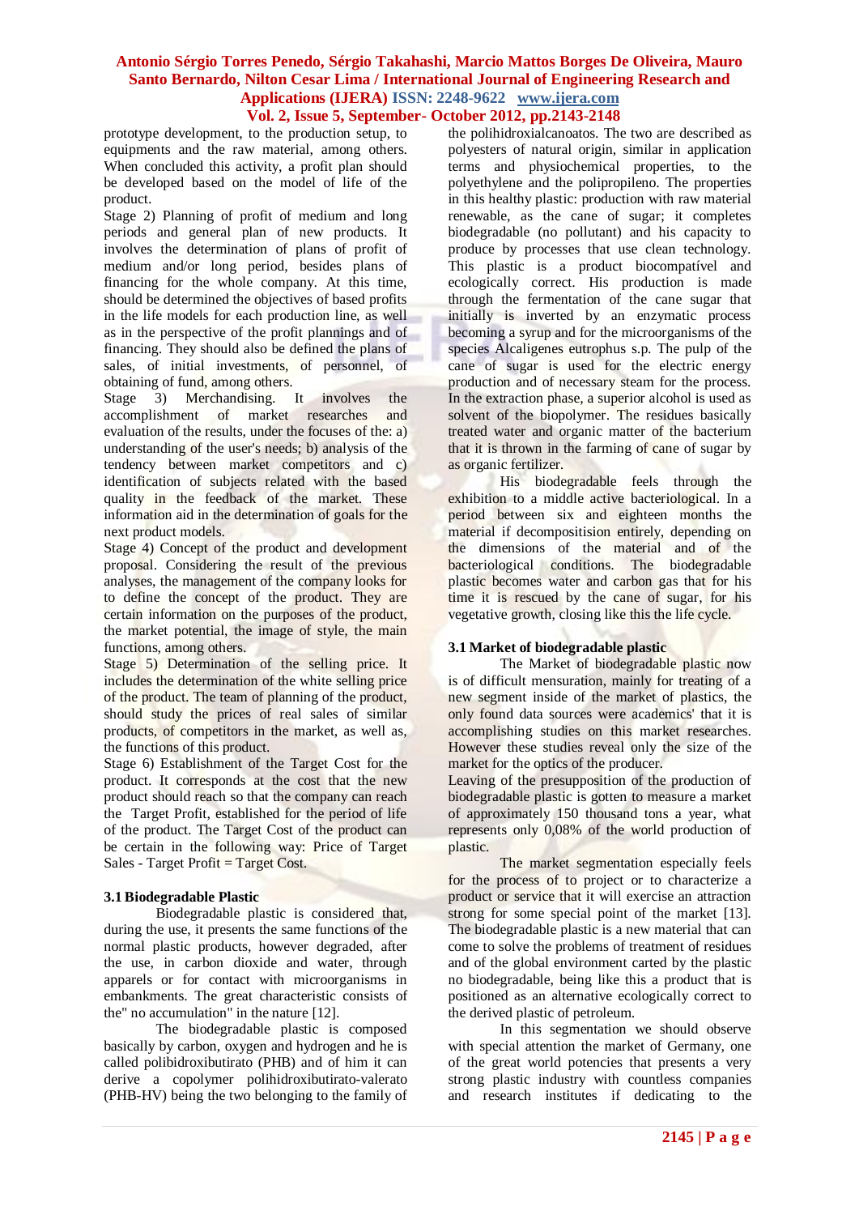prototype development, to the production setup, to equipments and the raw material, among others. When concluded this activity, a profit plan should be developed based on the model of life of the product.

Stage 2) Planning of profit of medium and long periods and general plan of new products. It involves the determination of plans of profit of medium and/or long period, besides plans of financing for the whole company. At this time, should be determined the objectives of based profits in the life models for each production line, as well as in the perspective of the profit plannings and of financing. They should also be defined the plans of sales, of initial investments, of personnel, of obtaining of fund, among others.

Stage 3) Merchandising. It involves the accomplishment of market researches and evaluation of the results, under the focuses of the: a) understanding of the user's needs; b) analysis of the tendency between market competitors and c) identification of subjects related with the based quality in the feedback of the market. These information aid in the determination of goals for the next product models.

Stage 4) Concept of the product and development proposal. Considering the result of the previous analyses, the management of the company looks for to define the concept of the product. They are certain information on the purposes of the product, the market potential, the image of style, the main functions, among others.

Stage 5) Determination of the selling price. It includes the determination of the white selling price of the product. The team of planning of the product, should study the prices of real sales of similar products, of competitors in the market, as well as, the functions of this product.

Stage 6) Establishment of the Target Cost for the product. It corresponds at the cost that the new product should reach so that the company can reach the Target Profit, established for the period of life of the product. The Target Cost of the product can be certain in the following way: Price of Target Sales - Target Profit = Target Cost.

### 3.1 Biodegradable Plastic

Biodegradable plastic is considered that, during the use, it presents the same functions of the normal plastic products, however degraded, after the use, in carbon dioxide and water, through apparels or for contact with microorganisms in embankments. The great characteristic consists of the" no accumulation" in the nature [12].

The biodegradable plastic is composed basically by carbon, oxygen and hydrogen and he is called polibidroxibutirato (PHB) and of him it can derive a copolymer polihidroxibutirato-valerato (PHB-HV) being the two belonging to the family of the polihidroxialcanoatos. The two are described as polyesters of natural origin, similar in application terms and physiochemical properties, to the polyethylene and the polipropileno. The properties in this healthy plastic: production with raw material renewable, as the cane of sugar; it completes biodegradable (no pollutant) and his capacity to produce by processes that use clean technology. This plastic is a product biocompatível and ecologically correct. His production is made through the fermentation of the cane sugar that initially is inverted by an enzymatic process becoming a syrup and for the microorganisms of the species Alcaligenes eutrophus s.p. The pulp of the cane of sugar is used for the electric energy production and of necessary steam for the process. In the extraction phase, a superior alcohol is used as solvent of the biopolymer. The residues basically treated water and organic matter of the bacterium that it is thrown in the farming of cane of sugar by as organic fertilizer.

His biodegradable feels through the exhibition to a middle active bacteriological. In a period between six and eighteen months the material if decompositision entirely, depending on the dimensions of the material and of the bacteriological conditions. The biodegradable plastic becomes water and carbon gas that for his time it is rescued by the cane of sugar, for his vegetative growth, closing like this the life cycle.

### 3.1 Market of biodegradable plastic

The Market of biodegradable plastic now is of difficult mensuration, mainly for treating of a new segment inside of the market of plastics, the only found data sources were academics' that it is accomplishing studies on this market researches. However these studies reveal only the size of the market for the optics of the producer.

Leaving of the presupposition of the production of biodegradable plastic is gotten to measure a market of approximately 150 thousand tons a year, what represents only 0,08% of the world production of plastic.

The market segmentation especially feels for the process of to project or to characterize a product or service that it will exercise an attraction strong for some special point of the market [13]. The biodegradable plastic is a new material that can come to solve the problems of treatment of residues and of the global environment carted by the plastic no biodegradable, being like this a product that is positioned as an alternative ecologically correct to the derived plastic of petroleum.

In this segmentation we should observe with special attention the market of Germany, one of the great world potencies that presents a very strong plastic industry with countless companies and research institutes if dedicating to the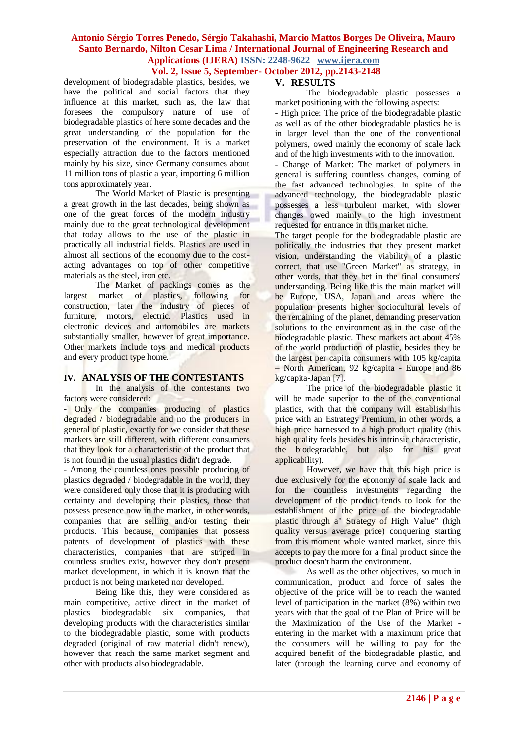development of biodegradable plastics, besides, we have the political and social factors that they influence at this market, such as, the law that foresees the compulsory nature of use of biodegradable plastics of here some decades and the great understanding of the population for the preservation of the environment. It is a market especially attraction due to the factors mentioned mainly by his size, since Germany consumes about 11 million tons of plastic a year, importing 6 million tons approximately year.

The World Market of Plastic is presenting a great growth in the last decades, being shown as one of the great forces of the modern industry mainly due to the great technological development that today allows to the use of the plastic in practically all industrial fields. Plastics are used in almost all sections of the economy due to the cost-acting advantages on top of other competitive materials as the steel, iron etc.

The Market of packings comes as the largest market of plastics, following for construction, later the industry of pieces of furniture, motors, electric. Plastics used in electronic devices and automobiles are markets substantially smaller, however of great importance. Other markets include toys and medical products and every product type home.

## IV. ANALYSIS OF THE CONTESTANTS

In the analysis of the contestants two factors were considered:

- Only the companies producing of plastics degraded / biodegradable and no the producers in general of plastic, exactly for we consider that these markets are still different, with different consumers that they look for a characteristic of the product that is not found in the usual plastics didn't degrade.
- Among the countless ones possible producing of plastics degraded / biodegradable in the world, they were considered only those that it is producing with certainty and developing their plastics, those that possess presence now in the market, in other words, companies that are selling and/or testing their products. This because, companies that possess patents of development of plastics with these characteristics, companies that are striped in countless studies exist, however they don't present market development, in which it is known that the product is not being marketed nor developed.

Being like this, they were considered as main competitive, active direct in the market of plastics biodegradable six companies, that developing products with the characteristics similar to the biodegradable plastic, some with products degraded (original of raw material didn't renew), however that reach the same market segment and other with products also biodegradable.

## V. RESULTS

The biodegradable plastic possesses a market positioning with the following aspects:

- High price: The price of the biodegradable plastic as well as of the other biodegradable plastics he is in larger level than the one of the conventional polymers, owed mainly the economy of scale lack and of the high investments with to the innovation.
- Change of Market: The market of polymers in general is suffering countless changes, coming of the fast advanced technologies. In spite of the advanced technology, the biodegradable plastic possesses a less turbulent market, with slower changes owed mainly to the high investment requested for entrance in this market niche.

The target people for the biodegradable plastic are politically the industries that they present market vision, understanding the viability of a plastic correct, that use "Green Market" as strategy, in other words, that they bet in the final consumers' understanding. Being like this the main market will be Europe, USA, Japan and areas where the population presents higher sociocultural levels of the remaining of the planet, demanding preservation solutions to the environment as in the case of the biodegradable plastic. These markets act about 45% of the world production of plastic, besides they be the largest per capita consumers with 105 kg/capita – North American, 92 kg/capita - Europe and 86 kg/capita-Japan [7].

The price of the biodegradable plastic it will be made superior to the of the conventional plastics, with that the company will establish his price with an Estrategy Premium, in other words, a high price harnessed to a high product quality (this high quality feels besides his intrinsic characteristic, the biodegradable, but also for his great applicability).

However, we have that this high price is due exclusively for the economy of scale lack and for the countless investments regarding the development of the product tends to look for the establishment of the price of the biodegradable plastic through a" Strategy of High Value" (high quality versus average price) conquering starting from this moment whole wanted market, since this accepts to pay the more for a final product since the product doesn't harm the environment.

As well as the other objectives, so much in communication, product and force of sales the objective of the price will be to reach the wanted level of participation in the market (8%) within two years with that the goal of the Plan of Price will be the Maximization of the Use of the Market - entering in the market with a maximum price that the consumers will be willing to pay for the acquired benefit of the biodegradable plastic, and later (through the learning curve and economy of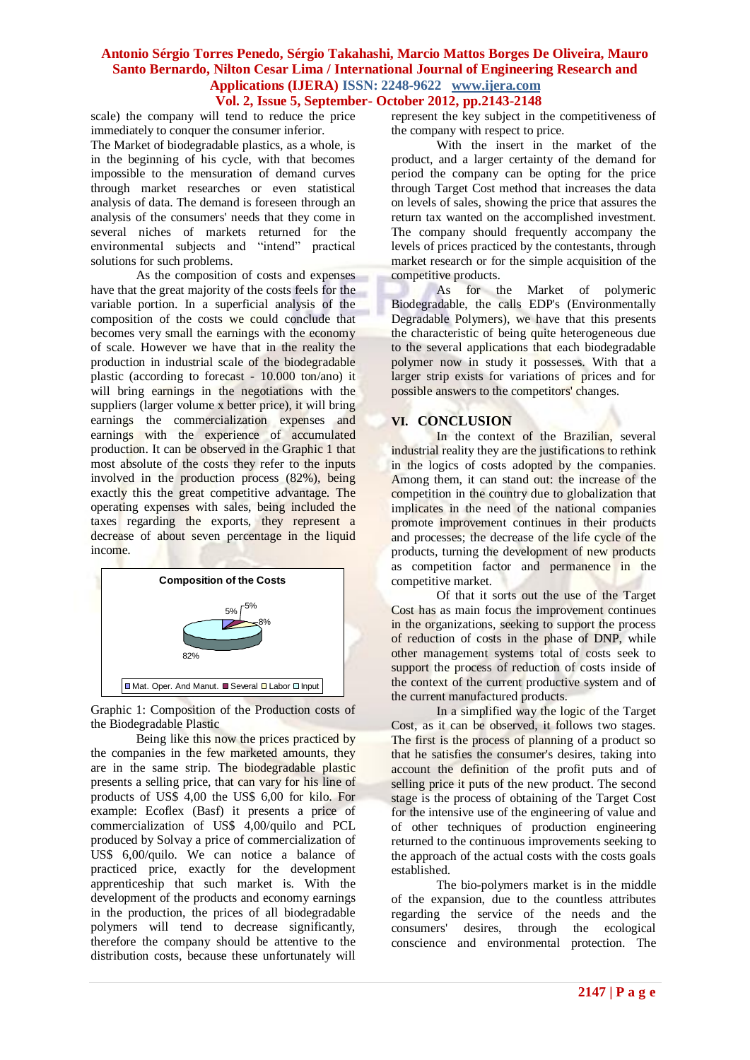scale) the company will tend to reduce the price immediately to conquer the consumer inferior.

The Market of biodegradable plastics, as a whole, is in the beginning of his cycle, with that becomes impossible to the mensuration of demand curves through market researches or even statistical analysis of data. The demand is foreseen through an analysis of the consumers' needs that they come in several niches of markets returned for the environmental subjects and "intend" practical solutions for such problems.

As the composition of costs and expenses have that the great majority of the costs feels for the variable portion. In a superficial analysis of the composition of the costs we could conclude that becomes very small the earnings with the economy of scale. However we have that in the reality the production in industrial scale of the biodegradable plastic (according to forecast - 10.000 ton/ano) it will bring earnings in the negotiations with the suppliers (larger volume x better price), it will bring earnings the commercialization expenses and earnings with the experience of accumulated production. It can be observed in the Graphic 1 that most absolute of the costs they refer to the inputs involved in the production process (82%), being exactly this the great competitive advantage. The operating expenses with sales, being included the taxes regarding the exports, they represent a decrease of about seven percentage in the liquid income.

**Composition of the Costs**

5% 5% 8% 82%

Mat. Oper. And Manut. | Several | Labor | Input

Graphic 1: Composition of the Production costs of the Biodegradable Plastic

Being like this now the prices practiced by the companies in the few marketed amounts, they are in the same strip. The biodegradable plastic presents a selling price, that can vary for his line of products of US$ 4,00 the US$ 6,00 for kilo. For example: Ecoflex (Basf) it presents a price of commercialization of US$ 4,00/quilo and PCL produced by Solvay a price of commercialization of US$ 6,00/quilo. We can notice a balance of practiced price, exactly for the development apprenticeship that such market is. With the development of the products and economy earnings in the production, the prices of all biodegradable polymers will tend to decrease significantly, therefore the company should be attentive to the distribution costs, because these unfortunately will represent the key subject in the competitiveness of the company with respect to price.

With the insert in the market of the product, and a larger certainty of the demand for period the company can be opting for the price through Target Cost method that increases the data on levels of sales, showing the price that assures the return tax wanted on the accomplished investment. The company should frequently accompany the levels of prices practiced by the contestants, through market research or for the simple acquisition of the competitive products.

As for the Market of polymeric Biodegradable, the calls EDP's (Environmentally Degradable Polymers), we have that this presents the characteristic of being quite heterogeneous due to the several applications that each biodegradable polymer now in study it possesses. With that a larger strip exists for variations of prices and for possible answers to the competitors' changes.

## VI. CONCLUSION

In the context of the Brazilian, several industrial reality they are the justifications to rethink in the logics of costs adopted by the companies. Among them, it can stand out: the increase of the competition in the country due to globalization that implicates in the need of the national companies promote improvement continues in their products and processes; the decrease of the life cycle of the products, turning the development of new products as competition factor and permanence in the competitive market.

Of that it sorts out the use of the Target Cost has as main focus the improvement continues in the organizations, seeking to support the process of reduction of costs in the phase of DNP, while other management systems total of costs seek to support the process of reduction of costs inside of the context of the current productive system and of the current manufactured products.

In a simplified way the logic of the Target Cost, as it can be observed, it follows two stages. The first is the process of planning of a product so that he satisfies the consumer's desires, taking into account the definition of the profit puts and of selling price it puts of the new product. The second stage is the process of obtaining of the Target Cost for the intensive use of the engineering of value and of other techniques of production engineering returned to the continuous improvements seeking to the approach of the actual costs with the costs goals established.

The bio-polymers market is in the middle of the expansion, due to the countless attributes regarding the service of the needs and the consumers' desires, through the ecological conscience and environmental protection. The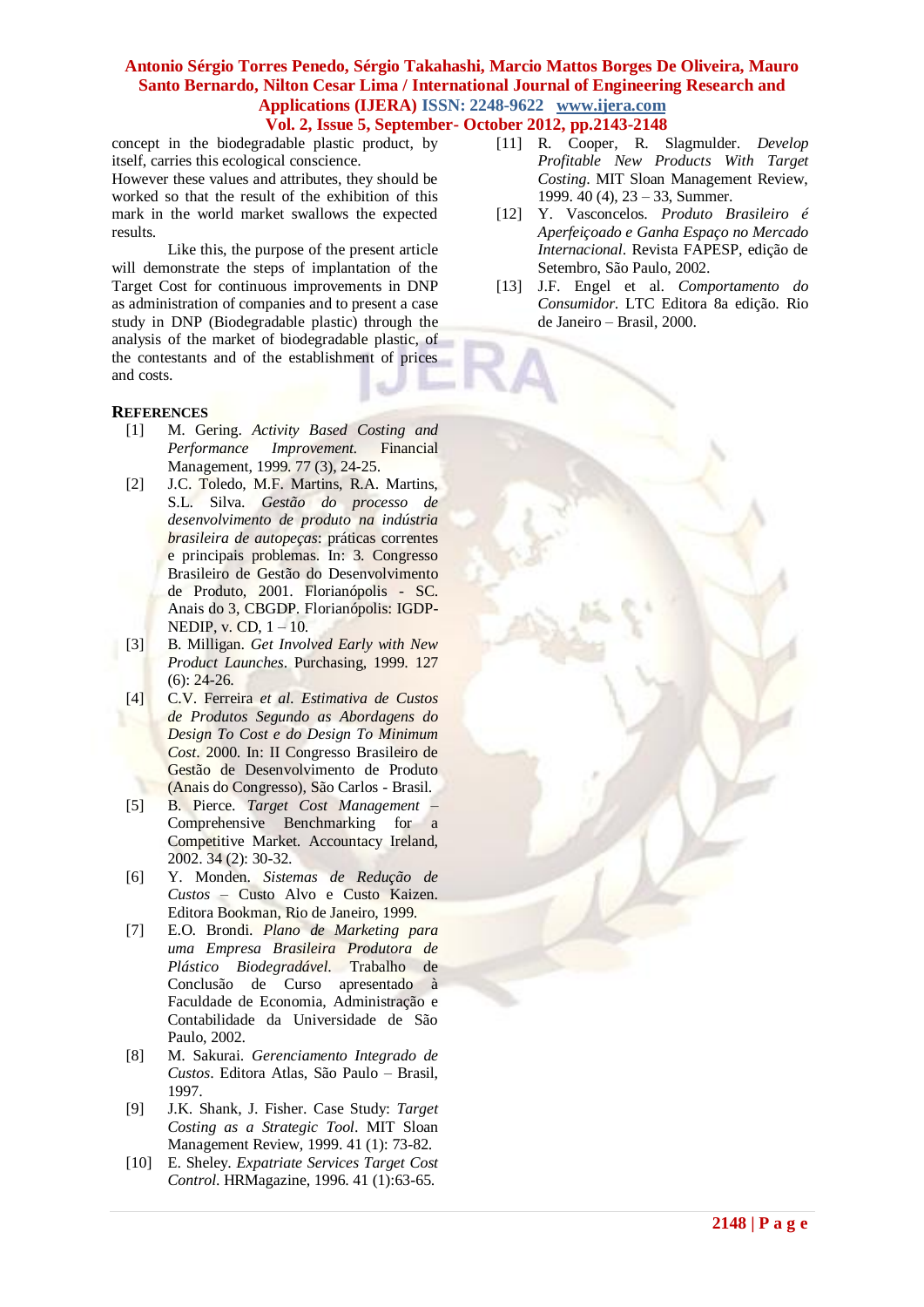concept in the biodegradable plastic product, by itself, carries this ecological conscience.

However these values and attributes, they should be worked so that the result of the exhibition of this mark in the world market swallows the expected results.

Like this, the purpose of the present article will demonstrate the steps of implantation of the Target Cost for continuous improvements in DNP as administration of companies and to present a case study in DNP (Biodegradable plastic) through the analysis of the market of biodegradable plastic, of the contestants and of the establishment of prices and costs.

## REFERENCES

[1] M. Gering. *Activity Based Costing and Performance Improvement.* Financial Management, 1999. 77 (3), 24-25.

[2] J.C. Toledo, M.F. Martins, R.A. Martins, S.L. Silva. *Gestão do processo de desenvolvimento de produto na indústria brasileira de autopeças*: práticas correntes e principais problemas. In: 3. Congresso Brasileiro de Gestão do Desenvolvimento de Produto, 2001. Florianópolis - SC. Anais do 3, CBGDP. Florianópolis: IGDP-NEDIP, v. CD, 1 – 10.

[3] B. Milligan. *Get Involved Early with New Product Launches*. Purchasing, 1999. 127 (6): 24-26.

[4] C.V. Ferreira *et al. Estimativa de Custos de Produtos Segundo as Abordagens do Design To Cost e do Design To Minimum Cost*. 2000. In: II Congresso Brasileiro de Gestão de Desenvolvimento de Produto (Anais do Congresso), São Carlos - Brasil.

[5] B. Pierce. *Target Cost Management* – Comprehensive Benchmarking for a Competitive Market. Accountacy Ireland, 2002. 34 (2): 30-32.

[6] Y. Monden. *Sistemas de Redução de Custos* – Custo Alvo e Custo Kaizen. Editora Bookman, Rio de Janeiro, 1999.

[7] E.O. Brondi. *Plano de Marketing para uma Empresa Brasileira Produtora de Plástico Biodegradável.* Trabalho de Conclusão de Curso apresentado à Faculdade de Economia, Administração e Contabilidade da Universidade de São Paulo, 2002.

[8] M. Sakurai. *Gerenciamento Integrado de Custos*. Editora Atlas, São Paulo – Brasil, 1997.

[9] J.K. Shank, J. Fisher. Case Study: *Target Costing as a Strategic Tool*. MIT Sloan Management Review, 1999. 41 (1): 73-82.

[10] E. Sheley. *Expatriate Services Target Cost Control*. HRMagazine, 1996. 41 (1):63-65.

[11] R. Cooper, R. Slagmulder. *Develop Profitable New Products With Target Costing.* MIT Sloan Management Review, 1999. 40 (4), 23 – 33, Summer.

[12] Y. Vasconcelos. *Produto Brasileiro é Aperfeiçoado e Ganha Espaço no Mercado Internacional*. Revista FAPESP, edição de Setembro, São Paulo, 2002.

[13] J.F. Engel et al. *Comportamento do Consumidor.* LTC Editora 8a edição. Rio de Janeiro – Brasil, 2000.